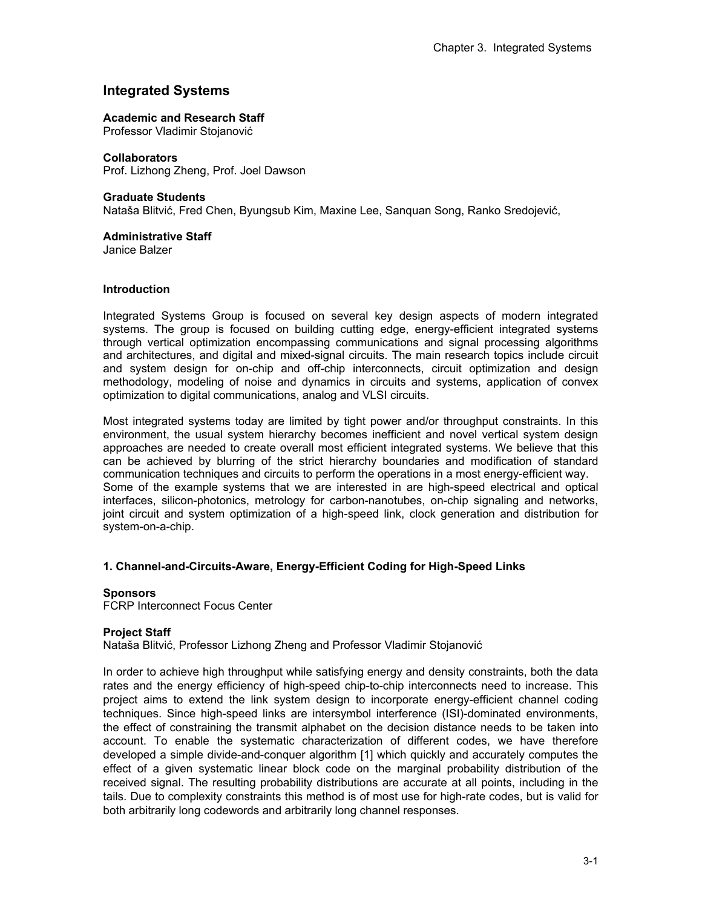# Integrated Systems

**Academic and Research Staff**
Professor Vladimir Stojanović

**Collaborators**
Prof. Lizhong Zheng, Prof. Joel Dawson

**Graduate Students**
Nataša Blitvić, Fred Chen, Byungsub Kim, Maxine Lee, Sanquan Song, Ranko Sredojević,

**Administrative Staff**
Janice Balzer

### Introduction

Integrated Systems Group is focused on several key design aspects of modern integrated systems. The group is focused on building cutting edge, energy-efficient integrated systems through vertical optimization encompassing communications and signal processing algorithms and architectures, and digital and mixed-signal circuits. The main research topics include circuit and system design for on-chip and off-chip interconnects, circuit optimization and design methodology, modeling of noise and dynamics in circuits and systems, application of convex optimization to digital communications, analog and VLSI circuits.

Most integrated systems today are limited by tight power and/or throughput constraints. In this environment, the usual system hierarchy becomes inefficient and novel vertical system design approaches are needed to create overall most efficient integrated systems. We believe that this can be achieved by blurring of the strict hierarchy boundaries and modification of standard communication techniques and circuits to perform the operations in a most energy-efficient way. Some of the example systems that we are interested in are high-speed electrical and optical interfaces, silicon-photonics, metrology for carbon-nanotubes, on-chip signaling and networks, joint circuit and system optimization of a high-speed link, clock generation and distribution for system-on-a-chip.

### 1. Channel-and-Circuits-Aware, Energy-Efficient Coding for High-Speed Links

**Sponsors**
FCRP Interconnect Focus Center

**Project Staff**
Nataša Blitvić, Professor Lizhong Zheng and Professor Vladimir Stojanović

In order to achieve high throughput while satisfying energy and density constraints, both the data rates and the energy efficiency of high-speed chip-to-chip interconnects need to increase. This project aims to extend the link system design to incorporate energy-efficient channel coding techniques. Since high-speed links are intersymbol interference (ISI)-dominated environments, the effect of constraining the transmit alphabet on the decision distance needs to be taken into account. To enable the systematic characterization of different codes, we have therefore developed a simple divide-and-conquer algorithm [1] which quickly and accurately computes the effect of a given systematic linear block code on the marginal probability distribution of the received signal. The resulting probability distributions are accurate at all points, including in the tails. Due to complexity constraints this method is of most use for high-rate codes, but is valid for both arbitrarily long codewords and arbitrarily long channel responses.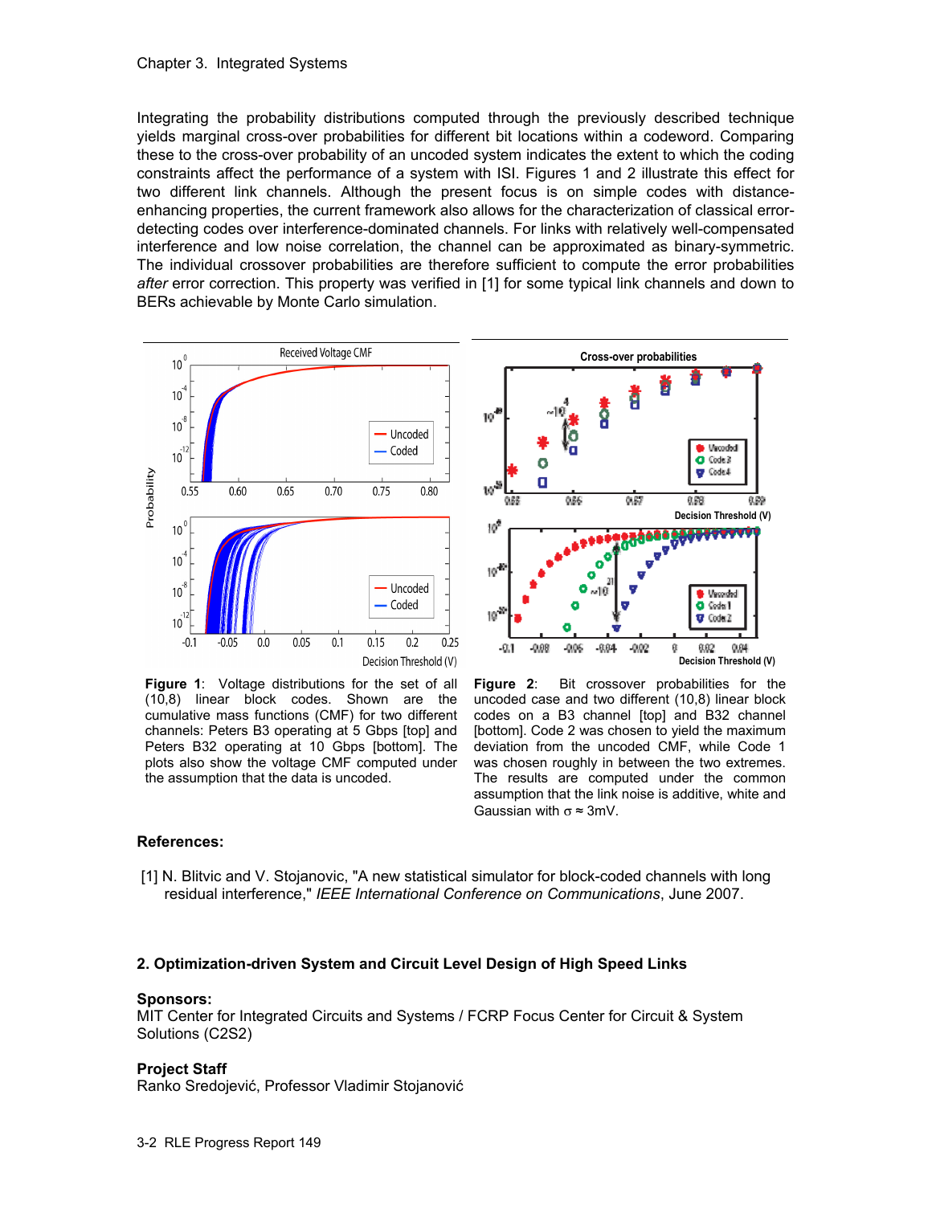Integrating the probability distributions computed through the previously described technique yields marginal cross-over probabilities for different bit locations within a codeword. Comparing these to the cross-over probability of an uncoded system indicates the extent to which the coding constraints affect the performance of a system with ISI. Figures 1 and 2 illustrate this effect for two different link channels. Although the present focus is on simple codes with distance-enhancing properties, the current framework also allows for the characterization of classical error-detecting codes over interference-dominated channels. For links with relatively well-compensated interference and low noise correlation, the channel can be approximated as binary-symmetric. The individual crossover probabilities are therefore sufficient to compute the error probabilities *after* error correction. This property was verified in [1] for some typical link channels and down to BERs achievable by Monte Carlo simulation.

**Figure 1**: Voltage distributions for the set of all (10,8) linear block codes. Shown are the cumulative mass functions (CMF) for two different channels: Peters B3 operating at 5 Gbps [top] and Peters B32 operating at 10 Gbps [bottom]. The plots also show the voltage CMF computed under the assumption that the data is uncoded.

**Figure 2**: Bit crossover probabilities for the uncoded case and two different (10,8) linear block codes on a B3 channel [top] and B32 channel [bottom]. Code 2 was chosen to yield the maximum deviation from the uncoded CMF, while Code 1 was chosen roughly in between the two extremes. The results are computed under the common assumption that the link noise is additive, white and Gaussian with $\sigma \approx 3$mV.

**References:**

[1] N. Blitvic and V. Stojanovic, "A new statistical simulator for block-coded channels with long residual interference," *IEEE International Conference on Communications*, June 2007.

## 2. Optimization-driven System and Circuit Level Design of High Speed Links

**Sponsors:**
MIT Center for Integrated Circuits and Systems / FCRP Focus Center for Circuit & System Solutions (C2S2)

**Project Staff**
Ranko Sredojević, Professor Vladimir Stojanović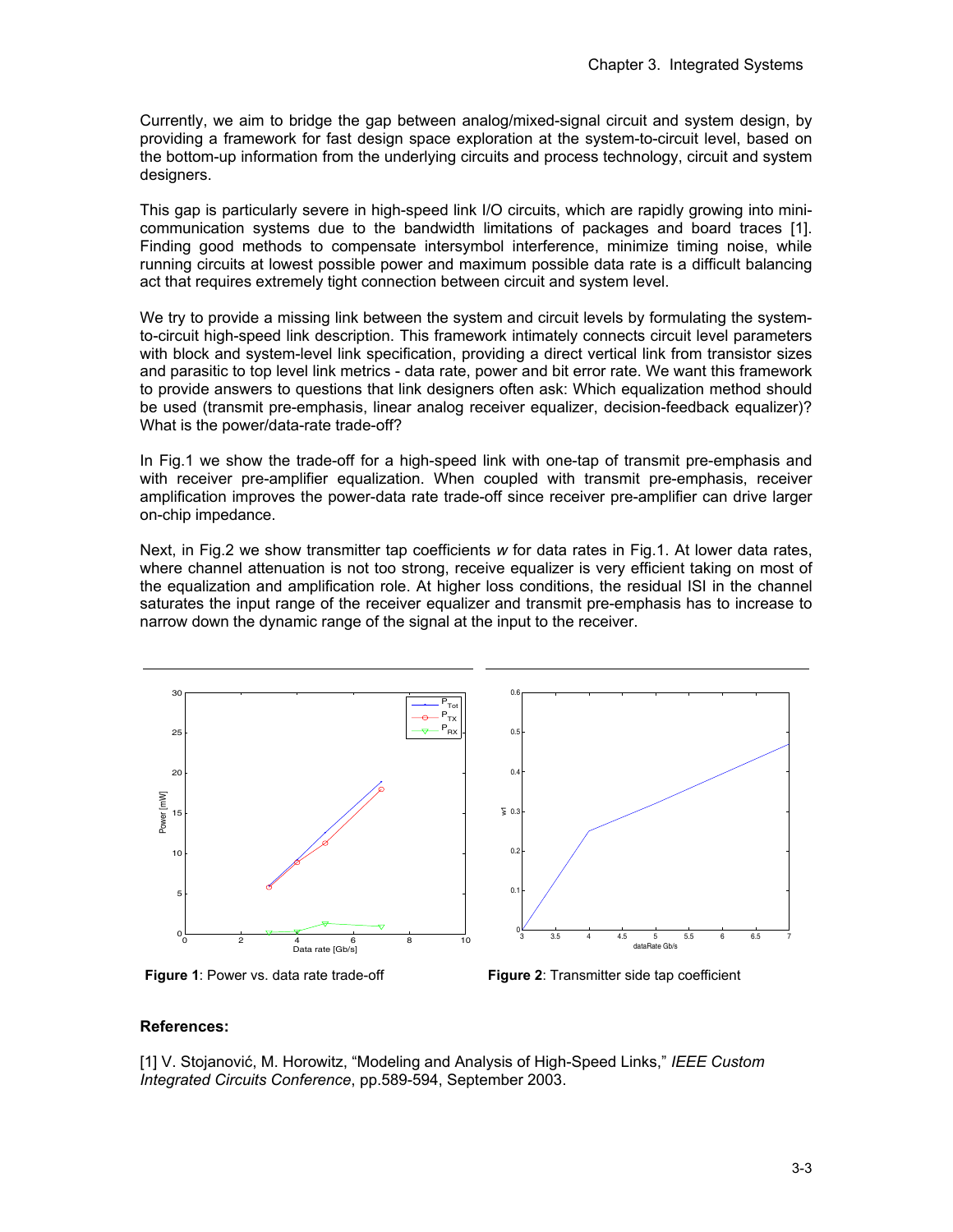Currently, we aim to bridge the gap between analog/mixed-signal circuit and system design, by providing a framework for fast design space exploration at the system-to-circuit level, based on the bottom-up information from the underlying circuits and process technology, circuit and system designers.

This gap is particularly severe in high-speed link I/O circuits, which are rapidly growing into mini-communication systems due to the bandwidth limitations of packages and board traces [1]. Finding good methods to compensate intersymbol interference, minimize timing noise, while running circuits at lowest possible power and maximum possible data rate is a difficult balancing act that requires extremely tight connection between circuit and system level.

We try to provide a missing link between the system and circuit levels by formulating the system-to-circuit high-speed link description. This framework intimately connects circuit level parameters with block and system-level link specification, providing a direct vertical link from transistor sizes and parasitic to top level link metrics - data rate, power and bit error rate. We want this framework to provide answers to questions that link designers often ask: Which equalization method should be used (transmit pre-emphasis, linear analog receiver equalizer, decision-feedback equalizer)? What is the power/data-rate trade-off?

In Fig.1 we show the trade-off for a high-speed link with one-tap of transmit pre-emphasis and with receiver pre-amplifier equalization. When coupled with transmit pre-emphasis, receiver amplification improves the power-data rate trade-off since receiver pre-amplifier can drive larger on-chip impedance.

Next, in Fig.2 we show transmitter tap coefficients *w* for data rates in Fig.1. At lower data rates, where channel attenuation is not too strong, receive equalizer is very efficient taking on most of the equalization and amplification role. At higher loss conditions, the residual ISI in the channel saturates the input range of the receiver equalizer and transmit pre-emphasis has to increase to narrow down the dynamic range of the signal at the input to the receiver.

**Figure 1**: Power vs. data rate trade-off

**Figure 2**: Transmitter side tap coefficient

**References:**

[1] V. Stojanović, M. Horowitz, "Modeling and Analysis of High-Speed Links," *IEEE Custom Integrated Circuits Conference*, pp.589-594, September 2003.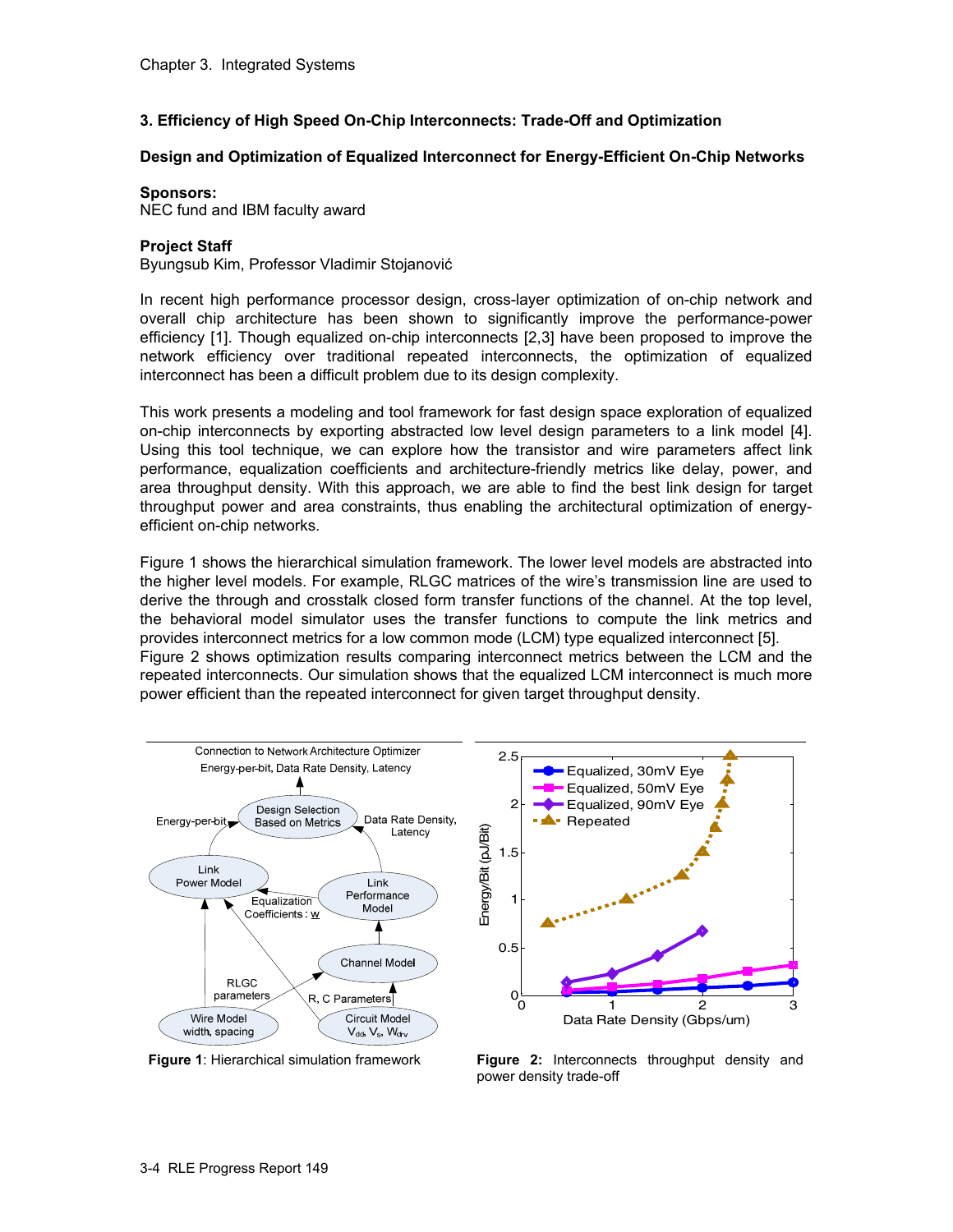### 3. Efficiency of High Speed On-Chip Interconnects: Trade-Off and Optimization

**Design and Optimization of Equalized Interconnect for Energy-Efficient On-Chip Networks**

**Sponsors:**
NEC fund and IBM faculty award

**Project Staff**
Byungsub Kim, Professor Vladimir Stojanović

In recent high performance processor design, cross-layer optimization of on-chip network and overall chip architecture has been shown to significantly improve the performance-power efficiency [1]. Though equalized on-chip interconnects [2,3] have been proposed to improve the network efficiency over traditional repeated interconnects, the optimization of equalized interconnect has been a difficult problem due to its design complexity.

This work presents a modeling and tool framework for fast design space exploration of equalized on-chip interconnects by exporting abstracted low level design parameters to a link model [4]. Using this tool technique, we can explore how the transistor and wire parameters affect link performance, equalization coefficients and architecture-friendly metrics like delay, power, and area throughput density. With this approach, we are able to find the best link design for target throughput power and area constraints, thus enabling the architectural optimization of energy-efficient on-chip networks.

Figure 1 shows the hierarchical simulation framework. The lower level models are abstracted into the higher level models. For example, RLGC matrices of the wire's transmission line are used to derive the through and crosstalk closed form transfer functions of the channel. At the top level, the behavioral model simulator uses the transfer functions to compute the link metrics and provides interconnect metrics for a low common mode (LCM) type equalized interconnect [5]. Figure 2 shows optimization results comparing interconnect metrics between the LCM and the repeated interconnects. Our simulation shows that the equalized LCM interconnect is much more power efficient than the repeated interconnect for given target throughput density.

**Figure 1**: Hierarchical simulation framework

**Figure 2:** Interconnects throughput density and power density trade-off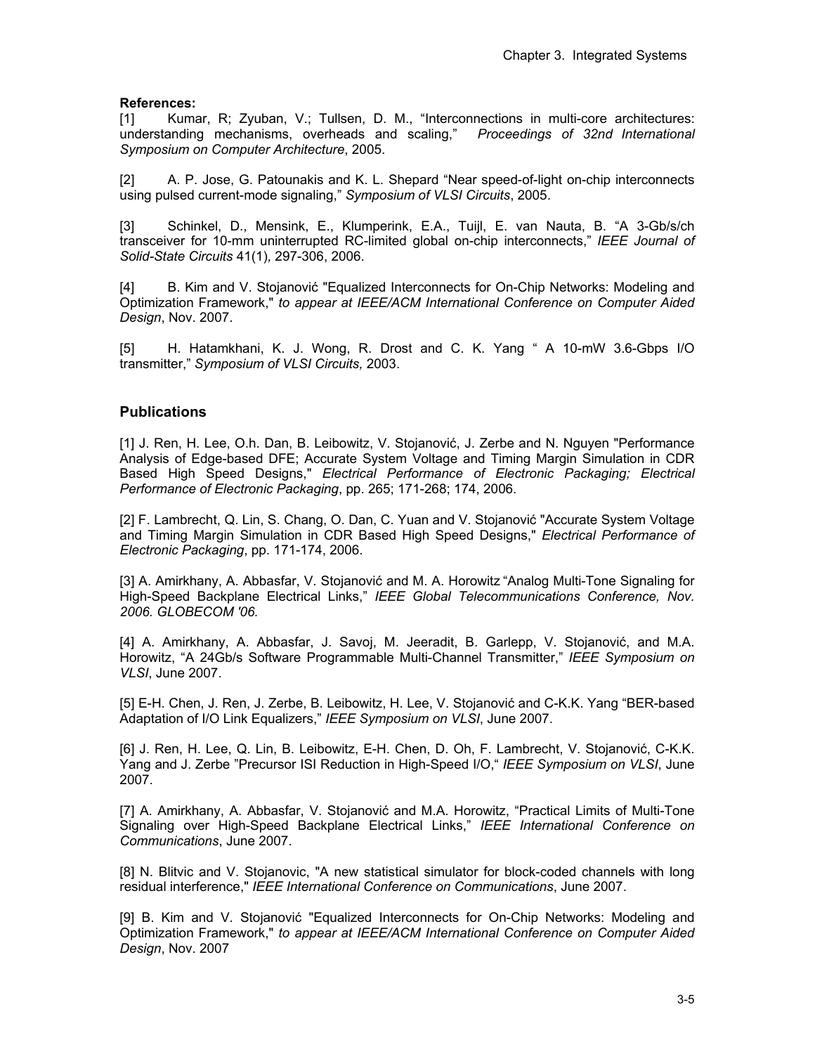**References:**

[1] Kumar, R; Zyuban, V.; Tullsen, D. M., "Interconnections in multi-core architectures: understanding mechanisms, overheads and scaling," *Proceedings of 32nd International Symposium on Computer Architecture*, 2005.

[2] A. P. Jose, G. Patounakis and K. L. Shepard "Near speed-of-light on-chip interconnects using pulsed current-mode signaling," *Symposium of VLSI Circuits*, 2005.

[3] Schinkel, D., Mensink, E., Klumperink, E.A., Tuijl, E. van Nauta, B. "A 3-Gb/s/ch transceiver for 10-mm uninterrupted RC-limited global on-chip interconnects," *IEEE Journal of Solid-State Circuits* 41(1)*,* 297-306, 2006.

[4] B. Kim and V. Stojanović "Equalized Interconnects for On-Chip Networks: Modeling and Optimization Framework," *to appear at IEEE/ACM International Conference on Computer Aided Design*, Nov. 2007.

[5] H. Hatamkhani, K. J. Wong, R. Drost and C. K. Yang " A 10-mW 3.6-Gbps I/O transmitter," *Symposium of VLSI Circuits,* 2003.

## Publications

[1] J. Ren, H. Lee, O.h. Dan, B. Leibowitz, V. Stojanović, J. Zerbe and N. Nguyen "Performance Analysis of Edge-based DFE; Accurate System Voltage and Timing Margin Simulation in CDR Based High Speed Designs," *Electrical Performance of Electronic Packaging; Electrical Performance of Electronic Packaging*, pp. 265; 171-268; 174, 2006.

[2] F. Lambrecht, Q. Lin, S. Chang, O. Dan, C. Yuan and V. Stojanović "Accurate System Voltage and Timing Margin Simulation in CDR Based High Speed Designs," *Electrical Performance of Electronic Packaging*, pp. 171-174, 2006.

[3] A. Amirkhany, A. Abbasfar, V. Stojanović and M. A. Horowitz "Analog Multi-Tone Signaling for High-Speed Backplane Electrical Links," *IEEE Global Telecommunications Conference, Nov. 2006. GLOBECOM '06.*

[4] A. Amirkhany, A. Abbasfar, J. Savoj, M. Jeeradit, B. Garlepp, V. Stojanović, and M.A. Horowitz, "A 24Gb/s Software Programmable Multi-Channel Transmitter," *IEEE Symposium on VLSI*, June 2007.

[5] E-H. Chen, J. Ren, J. Zerbe, B. Leibowitz, H. Lee, V. Stojanović and C-K.K. Yang "BER-based Adaptation of I/O Link Equalizers," *IEEE Symposium on VLSI*, June 2007.

[6] J. Ren, H. Lee, Q. Lin, B. Leibowitz, E-H. Chen, D. Oh, F. Lambrecht, V. Stojanović, C-K.K. Yang and J. Zerbe "Precursor ISI Reduction in High-Speed I/O," *IEEE Symposium on VLSI*, June 2007.

[7] A. Amirkhany, A. Abbasfar, V. Stojanović and M.A. Horowitz, "Practical Limits of Multi-Tone Signaling over High-Speed Backplane Electrical Links," *IEEE International Conference on Communications*, June 2007.

[8] N. Blitvic and V. Stojanovic, "A new statistical simulator for block-coded channels with long residual interference," *IEEE International Conference on Communications*, June 2007.

[9] B. Kim and V. Stojanović "Equalized Interconnects for On-Chip Networks: Modeling and Optimization Framework," *to appear at IEEE/ACM International Conference on Computer Aided Design*, Nov. 2007